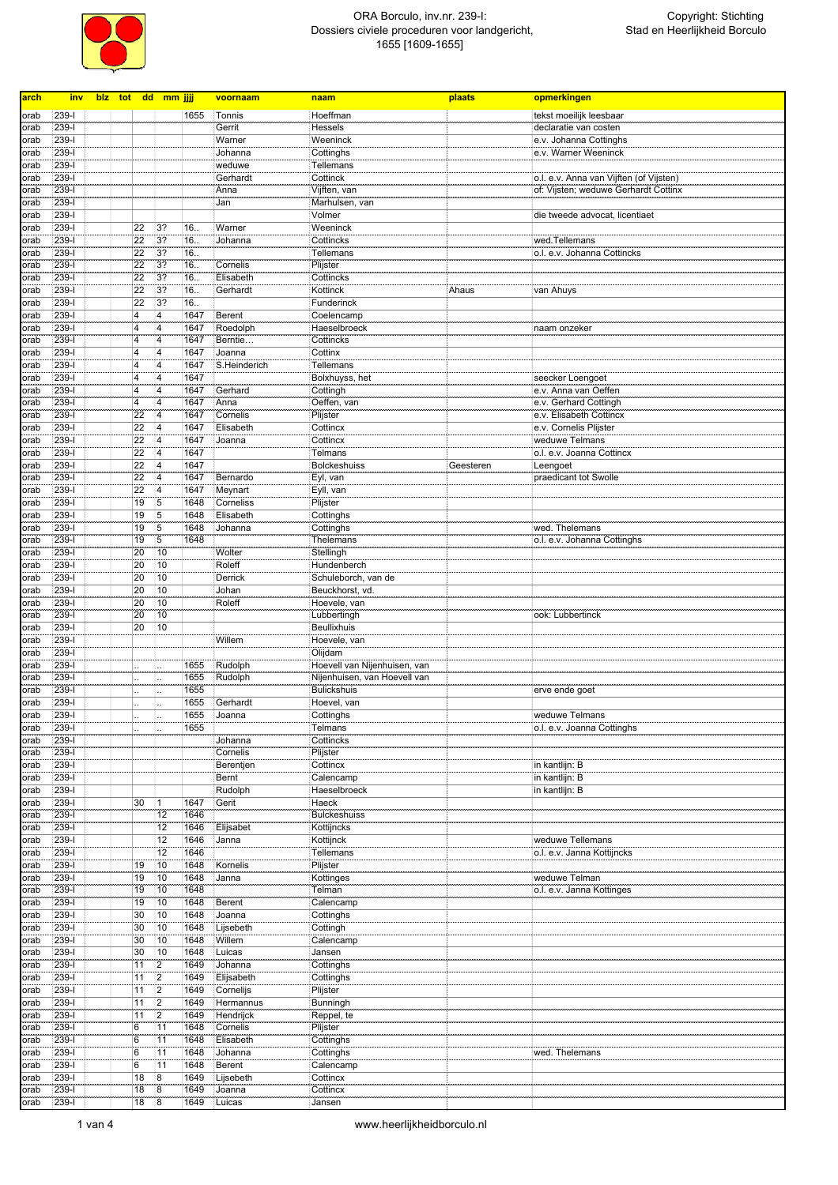# ORA Borculo, inv.nr. 239-I: Dossiers civiele proceduren voor landgericht, 1655 [1609-1655]

Copyright: Stichting Stad en Heerlijkheid Borculo

| arch | inv | blz | tot | dd | mm | jjjj | voornaam | naam | plaats | opmerkingen |
|---|---|---|---|---|---|---|---|---|---|---|
| orab | 239-I | | | | | 1655 | Tonnis | Hoeffman | | tekst moeilijk leesbaar |
| orab | 239-I | | | | | | Gerrit | Hessels | | declaratie van costen |
| orab | 239-I | | | | | | Warner | Weeninck | | e.v. Johanna Cottinghs |
| orab | 239-I | | | | | | Johanna | Cottinghs | | e.v. Warner Weeninck |
| orab | 239-I | | | | | | weduwe | Tellemans | | |
| orab | 239-I | | | | | | Gerhardt | Cottinck | | o.l. e.v. Anna van Vijften (of Vijsten) |
| orab | 239-I | | | | | | Anna | Vijften, van | | of: Vijsten; weduwe Gerhardt Cottinx |
| orab | 239-I | | | | | | Jan | Marhulsen, van | | |
| orab | 239-I | | | | | | | Volmer | | die tweede advocat, licentiaet |
| orab | 239-I | | | 22 | 3? | 16.. | Warner | Weeninck | | |
| orab | 239-I | | | 22 | 3? | 16.. | Johanna | Cottincks | | wed.Tellemans |
| orab | 239-I | | | 22 | 3? | 16.. | | Tellemans | | o.l. e.v. Johanna Cottincks |
| orab | 239-I | | | 22 | 3? | 16.. | Cornelis | Plijster | | |
| orab | 239-I | | | 22 | 3? | 16.. | Elisabeth | Cottincks | | |
| orab | 239-I | | | 22 | 3? | 16.. | Gerhardt | Kottinck | Ahaus | van Ahuys |
| orab | 239-I | | | 22 | 3? | 16.. | | Funderinck | | |
| orab | 239-I | | | 4 | 4 | 1647 | Berent | Coelencamp | | |
| orab | 239-I | | | 4 | 4 | 1647 | Roedolph | Haeselbroeck | | naam onzeker |
| orab | 239-I | | | 4 | 4 | 1647 | Berntie… | Cottincks | | |
| orab | 239-I | | | 4 | 4 | 1647 | Joanna | Cottinx | | |
| orab | 239-I | | | 4 | 4 | 1647 | S.Heinderich | Tellemans | | |
| orab | 239-I | | | 4 | 4 | 1647 | | Bolxhuyss, het | | seecker Loengoet |
| orab | 239-I | | | 4 | 4 | 1647 | Gerhard | Cottingh | | e.v. Anna van Oeffen |
| orab | 239-I | | | 4 | 4 | 1647 | Anna | Oeffen, van | | e.v. Gerhard Cottingh |
| orab | 239-I | | | 22 | 4 | 1647 | Cornelis | Plijster | | e.v. Elisabeth Cottincx |
| orab | 239-I | | | 22 | 4 | 1647 | Elisabeth | Cottincx | | e.v. Cornelis Plijster |
| orab | 239-I | | | 22 | 4 | 1647 | Joanna | Cottincx | | weduwe Telmans |
| orab | 239-I | | | 22 | 4 | 1647 | | Telmans | | o.l. e.v. Joanna Cottincx |
| orab | 239-I | | | 22 | 4 | 1647 | | Bolckeshuiss | Geesteren | Leengoet |
| orab | 239-I | | | 22 | 4 | 1647 | Bernardo | Eyl, van | | praedicant tot Swolle |
| orab | 239-I | | | 22 | 4 | 1647 | Meynart | Eyll, van | | |
| orab | 239-I | | | 19 | 5 | 1648 | Corneliss | Plijster | | |
| orab | 239-I | | | 19 | 5 | 1648 | Elisabeth | Cottinghs | | |
| orab | 239-I | | | 19 | 5 | 1648 | Johanna | Cottinghs | | wed. Thelemans |
| orab | 239-I | | | 19 | 5 | 1648 | | Thelemans | | o.l. e.v. Johanna Cottinghs |
| orab | 239-I | | | 20 | 10 | | Wolter | Stellingh | | |
| orab | 239-I | | | 20 | 10 | | Roleff | Hundenberch | | |
| orab | 239-I | | | 20 | 10 | | Derrick | Schuleborch, van de | | |
| orab | 239-I | | | 20 | 10 | | Johan | Beuckhorst, vd. | | |
| orab | 239-I | | | 20 | 10 | | Roleff | Hoevele, van | | |
| orab | 239-I | | | 20 | 10 | | | Lubbertingh | | ook: Lubbertinck |
| orab | 239-I | | | 20 | 10 | | | Beullixhuis | | |
| orab | 239-I | | | | | | Willem | Hoevele, van | | |
| orab | 239-I | | | | | | | Olijdam | | |
| orab | 239-I | | | .. | .. | 1655 | Rudolph | Hoevell van Nijenhuisen, van | | |
| orab | 239-I | | | .. | .. | 1655 | Rudolph | Nijenhuisen, van Hoevell van | | |
| orab | 239-I | | | .. | .. | 1655 | | Bulickshuis | | erve ende goet |
| orab | 239-I | | | .. | .. | 1655 | Gerhardt | Hoevel, van | | |
| orab | 239-I | | | .. | .. | 1655 | Joanna | Cottinghs | | weduwe Telmans |
| orab | 239-I | | | .. | .. | 1655 | | Telmans | | o.l. e.v. Joanna Cottinghs |
| orab | 239-I | | | | | | Johanna | Cottincks | | |
| orab | 239-I | | | | | | Cornelis | Plijster | | |
| orab | 239-I | | | | | | Berentjen | Cottincx | | in kantlijn: B |
| orab | 239-I | | | | | | Bernt | Calencamp | | in kantlijn: B |
| orab | 239-I | | | | | | Rudolph | Haeselbroeck | | in kantlijn: B |
| orab | 239-I | | | 30 | 1 | 1647 | Gerit | Haeck | | |
| orab | 239-I | | | | 12 | 1646 | | Bulckeshuiss | | |
| orab | 239-I | | | | 12 | 1646 | Elijsabet | Kottijncks | | |
| orab | 239-I | | | | 12 | 1646 | Janna | Kottijnck | | weduwe Tellemans |
| orab | 239-I | | | | 12 | 1646 | | Tellemans | | o.l. e.v. Janna Kottijncks |
| orab | 239-I | | | 19 | 10 | 1648 | Kornelis | Plijster | | |
| orab | 239-I | | | 19 | 10 | 1648 | Janna | Kottinges | | weduwe Telman |
| orab | 239-I | | | 19 | 10 | 1648 | | Telman | | o.l. e.v. Janna Kottinges |
| orab | 239-I | | | 19 | 10 | 1648 | Berent | Calencamp | | |
| orab | 239-I | | | 30 | 10 | 1648 | Joanna | Cottinghs | | |
| orab | 239-I | | | 30 | 10 | 1648 | Lijsebeth | Cottingh | | |
| orab | 239-I | | | 30 | 10 | 1648 | Willem | Calencamp | | |
| orab | 239-I | | | 30 | 10 | 1648 | Luicas | Jansen | | |
| orab | 239-I | | | 11 | 2 | 1649 | Johanna | Cottinghs | | |
| orab | 239-I | | | 11 | 2 | 1649 | Elijsabeth | Cottinghs | | |
| orab | 239-I | | | 11 | 2 | 1649 | Cornelijs | Plijster | | |
| orab | 239-I | | | 11 | 2 | 1649 | Hermannus | Bunningh | | |
| orab | 239-I | | | 11 | 2 | 1649 | Hendrijck | Reppel, te | | |
| orab | 239-I | | | 6 | 11 | 1648 | Cornelis | Plijster | | |
| orab | 239-I | | | 6 | 11 | 1648 | Elisabeth | Cottinghs | | |
| orab | 239-I | | | 6 | 11 | 1648 | Johanna | Cottinghs | | wed. Thelemans |
| orab | 239-I | | | 6 | 11 | 1648 | Berent | Calencamp | | |
| orab | 239-I | | | 18 | 8 | 1649 | Lijsebeth | Cottincx | | |
| orab | 239-I | | | 18 | 8 | 1649 | Joanna | Cottincx | | |
| orab | 239-I | | | 18 | 8 | 1649 | Luicas | Jansen | | |

www.heerlijkheidborculo.nl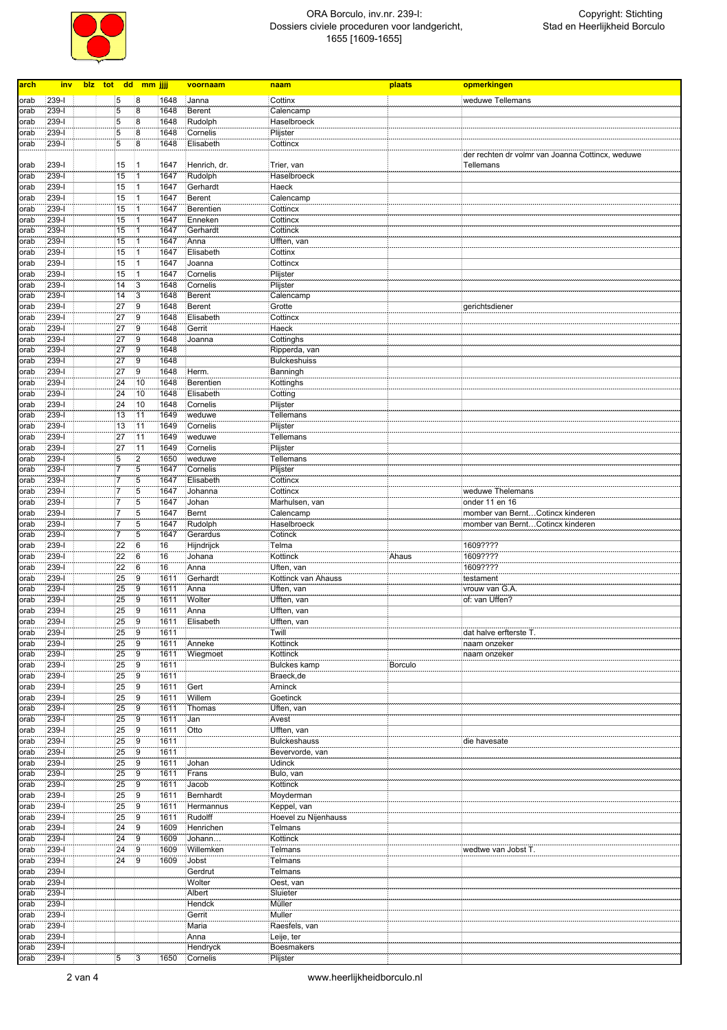# ORA Borculo, inv.nr. 239-I: Dossiers civiele proceduren voor landgericht, 1655 [1609-1655]

Copyright: Stichting Stad en Heerlijkheid Borculo

| arch | inv | blz | tot | dd | mm | jjjj | voornaam | naam | plaats | opmerkingen |
|---|---|---|---|---|---|---|---|---|---|---|
| orab | 239-I | | | 5 | 8 | 1648 | Janna | Cottinx | | weduwe Tellemans |
| orab | 239-I | | | 5 | 8 | 1648 | Berent | Calencamp | | |
| orab | 239-I | | | 5 | 8 | 1648 | Rudolph | Haselbroeck | | |
| orab | 239-I | | | 5 | 8 | 1648 | Cornelis | Plijster | | |
| orab | 239-I | | | 5 | 8 | 1648 | Elisabeth | Cottincx | | |
| orab | 239-I | | | 15 | 1 | 1647 | Henrich, dr. | Trier, van | | der rechten dr volmr van Joanna Cottincx, weduwe Tellemans |
| orab | 239-I | | | 15 | 1 | 1647 | Rudolph | Haselbroeck | | |
| orab | 239-I | | | 15 | 1 | 1647 | Gerhardt | Haeck | | |
| orab | 239-I | | | 15 | 1 | 1647 | Berent | Calencamp | | |
| orab | 239-I | | | 15 | 1 | 1647 | Berentien | Cottincx | | |
| orab | 239-I | | | 15 | 1 | 1647 | Enneken | Cottincx | | |
| orab | 239-I | | | 15 | 1 | 1647 | Gerhardt | Cottinck | | |
| orab | 239-I | | | 15 | 1 | 1647 | Anna | Ufften, van | | |
| orab | 239-I | | | 15 | 1 | 1647 | Elisabeth | Cottinx | | |
| orab | 239-I | | | 15 | 1 | 1647 | Joanna | Cottincx | | |
| orab | 239-I | | | 15 | 1 | 1647 | Cornelis | Plijster | | |
| orab | 239-I | | | 14 | 3 | 1648 | Cornelis | Plijster | | |
| orab | 239-I | | | 14 | 3 | 1648 | Berent | Calencamp | | |
| orab | 239-I | | | 27 | 9 | 1648 | Berent | Grotte | | gerichtsdiener |
| orab | 239-I | | | 27 | 9 | 1648 | Elisabeth | Cottincx | | |
| orab | 239-I | | | 27 | 9 | 1648 | Gerrit | Haeck | | |
| orab | 239-I | | | 27 | 9 | 1648 | Joanna | Cottinghs | | |
| orab | 239-I | | | 27 | 9 | 1648 | | Ripperda, van | | |
| orab | 239-I | | | 27 | 9 | 1648 | | Bulckeshuiss | | |
| orab | 239-I | | | 27 | 9 | 1648 | Herm. | Banningh | | |
| orab | 239-I | | | 24 | 10 | 1648 | Berentien | Kottinghs | | |
| orab | 239-I | | | 24 | 10 | 1648 | Elisabeth | Cotting | | |
| orab | 239-I | | | 24 | 10 | 1648 | Cornelis | Plijster | | |
| orab | 239-I | | | 13 | 11 | 1649 | weduwe | Tellemans | | |
| orab | 239-I | | | 13 | 11 | 1649 | Cornelis | Plijster | | |
| orab | 239-I | | | 27 | 11 | 1649 | weduwe | Tellemans | | |
| orab | 239-I | | | 27 | 11 | 1649 | Cornelis | Plijster | | |
| orab | 239-I | | | 5 | 2 | 1650 | weduwe | Tellemans | | |
| orab | 239-I | | | 7 | 5 | 1647 | Cornelis | Plijster | | |
| orab | 239-I | | | 7 | 5 | 1647 | Elisabeth | Cottincx | | |
| orab | 239-I | | | 7 | 5 | 1647 | Johanna | Cottincx | | weduwe Thelemans |
| orab | 239-I | | | 7 | 5 | 1647 | Johan | Marhulsen, van | | onder 11 en 16 |
| orab | 239-I | | | 7 | 5 | 1647 | Bernt | Calencamp | | momber van Bernt…Cotincx kinderen |
| orab | 239-I | | | 7 | 5 | 1647 | Rudolph | Haselbroeck | | momber van Bernt…Cotincx kinderen |
| orab | 239-I | | | 7 | 5 | 1647 | Gerardus | Cotinck | | |
| orab | 239-I | | | 22 | 6 | 16 | Hijndrijck | Telma | | 1609???? |
| orab | 239-I | | | 22 | 6 | 16 | Johana | Kottinck | Ahaus | 1609???? |
| orab | 239-I | | | 22 | 6 | 16 | Anna | Uften, van | | 1609???? |
| orab | 239-I | | | 25 | 9 | 1611 | Gerhardt | Kottinck van Ahauss | | testament |
| orab | 239-I | | | 25 | 9 | 1611 | Anna | Uften, van | | vrouw van G.A. |
| orab | 239-I | | | 25 | 9 | 1611 | Wolter | Ufften, van | | of: van Uffen? |
| orab | 239-I | | | 25 | 9 | 1611 | Anna | Ufften, van | | |
| orab | 239-I | | | 25 | 9 | 1611 | Elisabeth | Ufften, van | | |
| orab | 239-I | | | 25 | 9 | 1611 | | Twill | | dat halve erfferste T. |
| orab | 239-I | | | 25 | 9 | 1611 | Anneke | Kottinck | | naam onzeker |
| orab | 239-I | | | 25 | 9 | 1611 | Wiegmoet | Kottinck | | naam onzeker |
| orab | 239-I | | | 25 | 9 | 1611 | | Bulckes kamp | Borculo | |
| orab | 239-I | | | 25 | 9 | 1611 | | Braeck,de | | |
| orab | 239-I | | | 25 | 9 | 1611 | Gert | Arninck | | |
| orab | 239-I | | | 25 | 9 | 1611 | Willem | Goetinck | | |
| orab | 239-I | | | 25 | 9 | 1611 | Thomas | Uften, van | | |
| orab | 239-I | | | 25 | 9 | 1611 | Jan | Avest | | |
| orab | 239-I | | | 25 | 9 | 1611 | Otto | Ufften, van | | |
| orab | 239-I | | | 25 | 9 | 1611 | | Bulckeshauss | | die havesate |
| orab | 239-I | | | 25 | 9 | 1611 | | Bevervorde, van | | |
| orab | 239-I | | | 25 | 9 | 1611 | Johan | Udinck | | |
| orab | 239-I | | | 25 | 9 | 1611 | Frans | Bulo, van | | |
| orab | 239-I | | | 25 | 9 | 1611 | Jacob | Kottinck | | |
| orab | 239-I | | | 25 | 9 | 1611 | Bernhardt | Moyderman | | |
| orab | 239-I | | | 25 | 9 | 1611 | Hermannus | Keppel, van | | |
| orab | 239-I | | | 25 | 9 | 1611 | Rudolff | Hoevel zu Nijenhauss | | |
| orab | 239-I | | | 24 | 9 | 1609 | Henrichen | Telmans | | |
| orab | 239-I | | | 24 | 9 | 1609 | Johann… | Kottinck | | |
| orab | 239-I | | | 24 | 9 | 1609 | Willemken | Telmans | | wedtwe van Jobst T. |
| orab | 239-I | | | 24 | 9 | 1609 | Jobst | Telmans | | |
| orab | 239-I | | | | | | Gerdrut | Telmans | | |
| orab | 239-I | | | | | | Wolter | Oest, van | | |
| orab | 239-I | | | | | | Albert | Sluieter | | |
| orab | 239-I | | | | | | Hendck | Müller | | |
| orab | 239-I | | | | | | Gerrit | Muller | | |
| orab | 239-I | | | | | | Maria | Raesfels, van | | |
| orab | 239-I | | | | | | Anna | Leije, ter | | |
| orab | 239-I | | | | | | Hendryck | Boesmakers | | |
| orab | 239-I | | | 5 | 3 | 1650 | Cornelis | Plijster | | |

www.heerlijkheidborculo.nl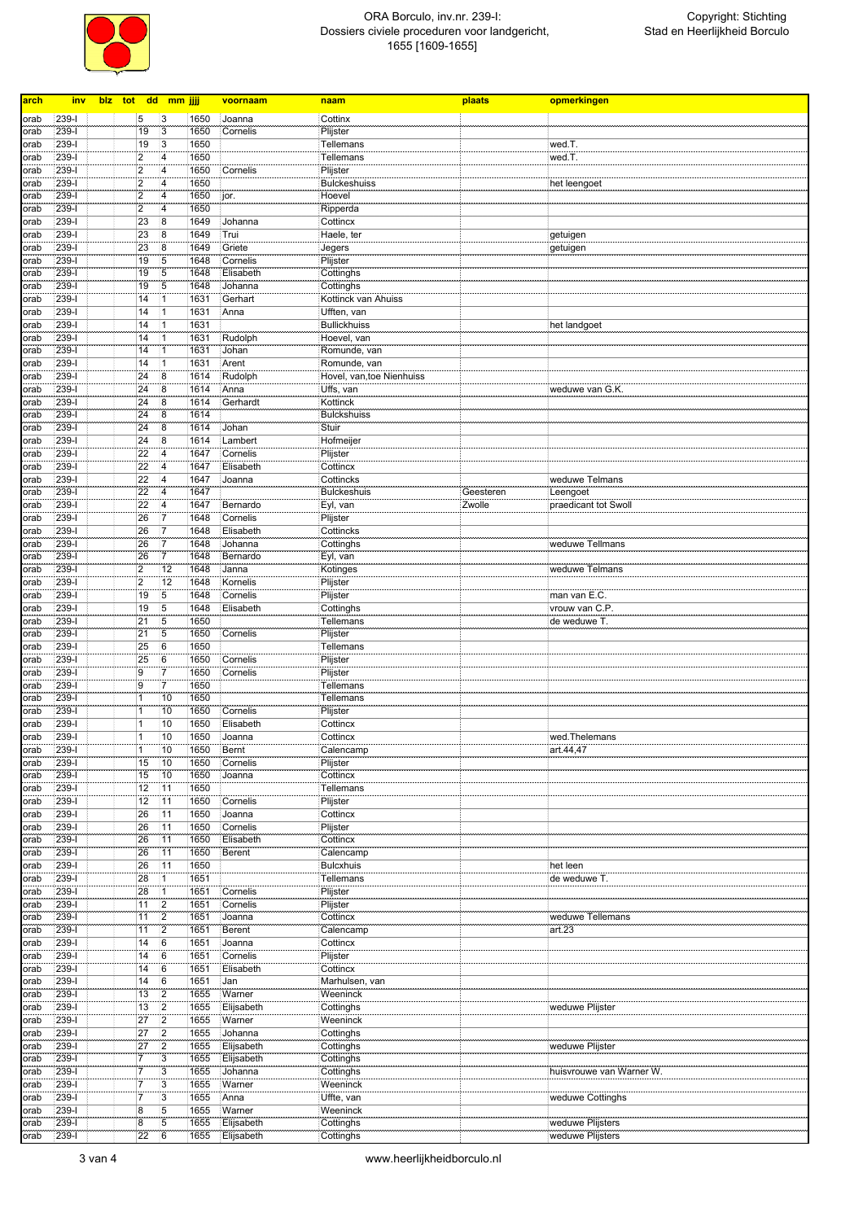ORA Borculo, inv.nr. 239-I:
Dossiers civiele proceduren voor landgericht,
1655 [1609-1655]

Copyright: Stichting
Stad en Heerlijkheid Borculo

| arch | inv | blz | tot | dd | mm | jjjj | voornaam | naam | plaats | opmerkingen |
|---|---|---|---|---|---|---|---|---|---|---|
| orab | 239-I | | | 5 | 3 | 1650 | Joanna | Cottinx | | |
| orab | 239-I | | | 19 | 3 | 1650 | Cornelis | Plijster | | |
| orab | 239-I | | | 19 | 3 | 1650 | | Tellemans | | wed.T. |
| orab | 239-I | | | 2 | 4 | 1650 | | Tellemans | | wed.T. |
| orab | 239-I | | | 2 | 4 | 1650 | Cornelis | Plijster | | |
| orab | 239-I | | | 2 | 4 | 1650 | | Bulckeshuiss | | het leengoet |
| orab | 239-I | | | 2 | 4 | 1650 | jor. | Hoevel | | |
| orab | 239-I | | | 2 | 4 | 1650 | | Ripperda | | |
| orab | 239-I | | | 23 | 8 | 1649 | Johanna | Cottincx | | |
| orab | 239-I | | | 23 | 8 | 1649 | Trui | Haele, ter | | getuigen |
| orab | 239-I | | | 23 | 8 | 1649 | Griete | Jegers | | getuigen |
| orab | 239-I | | | 19 | 5 | 1648 | Cornelis | Plijster | | |
| orab | 239-I | | | 19 | 5 | 1648 | Elisabeth | Cottinghs | | |
| orab | 239-I | | | 19 | 5 | 1648 | Johanna | Cottinghs | | |
| orab | 239-I | | | 14 | 1 | 1631 | Gerhart | Kottinck van Ahuiss | | |
| orab | 239-I | | | 14 | 1 | 1631 | Anna | Ufften, van | | |
| orab | 239-I | | | 14 | 1 | 1631 | | Bullickhuiss | | het landgoet |
| orab | 239-I | | | 14 | 1 | 1631 | Rudolph | Hoevel, van | | |
| orab | 239-I | | | 14 | 1 | 1631 | Johan | Romunde, van | | |
| orab | 239-I | | | 14 | 1 | 1631 | Arent | Romunde, van | | |
| orab | 239-I | | | 24 | 8 | 1614 | Rudolph | Hovel, van,toe Nienhuiss | | |
| orab | 239-I | | | 24 | 8 | 1614 | Anna | Uffs, van | | weduwe van G.K. |
| orab | 239-I | | | 24 | 8 | 1614 | Gerhardt | Kottinck | | |
| orab | 239-I | | | 24 | 8 | 1614 | | Bulckshuiss | | |
| orab | 239-I | | | 24 | 8 | 1614 | Johan | Stuir | | |
| orab | 239-I | | | 24 | 8 | 1614 | Lambert | Hofmeijer | | |
| orab | 239-I | | | 22 | 4 | 1647 | Cornelis | Plijster | | |
| orab | 239-I | | | 22 | 4 | 1647 | Elisabeth | Cottincx | | |
| orab | 239-I | | | 22 | 4 | 1647 | Joanna | Cottincks | | weduwe Telmans |
| orab | 239-I | | | 22 | 4 | 1647 | | Bulckeshuis | Geesteren | Leengoet |
| orab | 239-I | | | 22 | 4 | 1647 | Bernardo | Eyl, van | Zwolle | praedicant tot Swoll |
| orab | 239-I | | | 26 | 7 | 1648 | Cornelis | Plijster | | |
| orab | 239-I | | | 26 | 7 | 1648 | Elisabeth | Cottincks | | |
| orab | 239-I | | | 26 | 7 | 1648 | Johanna | Cottinghs | | weduwe Tellmans |
| orab | 239-I | | | 26 | 7 | 1648 | Bernardo | Eyl, van | | |
| orab | 239-I | | | 2 | 12 | 1648 | Janna | Kotinges | | weduwe Telmans |
| orab | 239-I | | | 2 | 12 | 1648 | Kornelis | Plijster | | |
| orab | 239-I | | | 19 | 5 | 1648 | Cornelis | Plijster | | man van E.C. |
| orab | 239-I | | | 19 | 5 | 1648 | Elisabeth | Cottinghs | | vrouw van C.P. |
| orab | 239-I | | | 21 | 5 | 1650 | | Tellemans | | de weduwe T. |
| orab | 239-I | | | 21 | 5 | 1650 | Cornelis | Plijster | | |
| orab | 239-I | | | 25 | 6 | 1650 | | Tellemans | | |
| orab | 239-I | | | 25 | 6 | 1650 | Cornelis | Plijster | | |
| orab | 239-I | | | 9 | 7 | 1650 | Cornelis | Plijster | | |
| orab | 239-I | | | 9 | 7 | 1650 | | Tellemans | | |
| orab | 239-I | | | 1 | 10 | 1650 | | Tellemans | | |
| orab | 239-I | | | 1 | 10 | 1650 | Cornelis | Plijster | | |
| orab | 239-I | | | 1 | 10 | 1650 | Elisabeth | Cottincx | | |
| orab | 239-I | | | 1 | 10 | 1650 | Joanna | Cottincx | | wed.Thelemans |
| orab | 239-I | | | 1 | 10 | 1650 | Bernt | Calencamp | | art.44,47 |
| orab | 239-I | | | 15 | 10 | 1650 | Cornelis | Plijster | | |
| orab | 239-I | | | 15 | 10 | 1650 | Joanna | Cottincx | | |
| orab | 239-I | | | 12 | 11 | 1650 | | Tellemans | | |
| orab | 239-I | | | 12 | 11 | 1650 | Cornelis | Plijster | | |
| orab | 239-I | | | 26 | 11 | 1650 | Joanna | Cottincx | | |
| orab | 239-I | | | 26 | 11 | 1650 | Cornelis | Plijster | | |
| orab | 239-I | | | 26 | 11 | 1650 | Elisabeth | Cottincx | | |
| orab | 239-I | | | 26 | 11 | 1650 | Berent | Calencamp | | |
| orab | 239-I | | | 26 | 11 | 1650 | | Bulcxhuis | | het leen |
| orab | 239-I | | | 28 | 1 | 1651 | | Tellemans | | de weduwe T. |
| orab | 239-I | | | 28 | 1 | 1651 | Cornelis | Plijster | | |
| orab | 239-I | | | 11 | 2 | 1651 | Cornelis | Plijster | | |
| orab | 239-I | | | 11 | 2 | 1651 | Joanna | Cottincx | | weduwe Tellemans |
| orab | 239-I | | | 11 | 2 | 1651 | Berent | Calencamp | | art.23 |
| orab | 239-I | | | 14 | 6 | 1651 | Joanna | Cottincx | | |
| orab | 239-I | | | 14 | 6 | 1651 | Cornelis | Plijster | | |
| orab | 239-I | | | 14 | 6 | 1651 | Elisabeth | Cottincx | | |
| orab | 239-I | | | 14 | 6 | 1651 | Jan | Marhulsen, van | | |
| orab | 239-I | | | 13 | 2 | 1655 | Warner | Weeninck | | |
| orab | 239-I | | | 13 | 2 | 1655 | Elijsabeth | Cottinghs | | weduwe Plijster |
| orab | 239-I | | | 27 | 2 | 1655 | Warner | Weeninck | | |
| orab | 239-I | | | 27 | 2 | 1655 | Johanna | Cottinghs | | |
| orab | 239-I | | | 27 | 2 | 1655 | Elijsabeth | Cottinghs | | weduwe Plijster |
| orab | 239-I | | | 7 | 3 | 1655 | Elijsabeth | Cottinghs | | |
| orab | 239-I | | | 7 | 3 | 1655 | Johanna | Cottinghs | | huisvrouwe van Warner W. |
| orab | 239-I | | | 7 | 3 | 1655 | Warner | Weeninck | | |
| orab | 239-I | | | 7 | 3 | 1655 | Anna | Uffte, van | | weduwe Cottinghs |
| orab | 239-I | | | 8 | 5 | 1655 | Warner | Weeninck | | |
| orab | 239-I | | | 8 | 5 | 1655 | Elijsabeth | Cottinghs | | weduwe Plijsters |
| orab | 239-I | | | 22 | 6 | 1655 | Elijsabeth | Cottinghs | | weduwe Plijsters |

www.heerlijkheidborculo.nl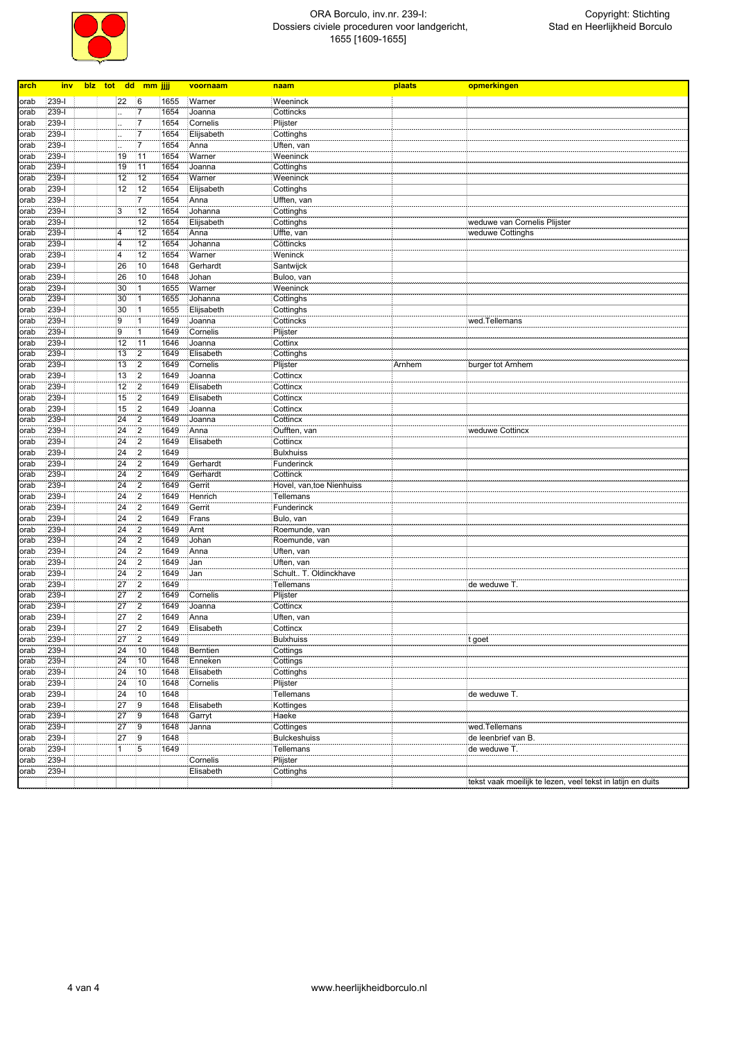ORA Borculo, inv.nr. 239-I:
Dossiers civiele proceduren voor landgericht,
1655 [1609-1655]

Copyright: Stichting
Stad en Heerlijkheid Borculo

| arch | inv | blz | tot | dd | mm | jjjj | voornaam | naam | plaats | opmerkingen |
|---|---|---|---|---|---|---|---|---|---|---|
| orab | 239-I | | | 22 | 6 | 1655 | Warner | Weeninck | | |
| orab | 239-I | | | .. | 7 | 1654 | Joanna | Cottincks | | |
| orab | 239-I | | | .. | 7 | 1654 | Cornelis | Plijster | | |
| orab | 239-I | | | .. | 7 | 1654 | Elijsabeth | Cottinghs | | |
| orab | 239-I | | | .. | 7 | 1654 | Anna | Uften, van | | |
| orab | 239-I | | | 19 | 11 | 1654 | Warner | Weeninck | | |
| orab | 239-I | | | 19 | 11 | 1654 | Joanna | Cottinghs | | |
| orab | 239-I | | | 12 | 12 | 1654 | Warner | Weeninck | | |
| orab | 239-I | | | 12 | 12 | 1654 | Elijsabeth | Cottinghs | | |
| orab | 239-I | | | | 7 | 1654 | Anna | Ufften, van | | |
| orab | 239-I | | | 3 | 12 | 1654 | Johanna | Cottinghs | | |
| orab | 239-I | | | | 12 | 1654 | Elijsabeth | Cottinghs | | weduwe van Cornelis Plijster |
| orab | 239-I | | | 4 | 12 | 1654 | Anna | Uffte, van | | weduwe Cottinghs |
| orab | 239-I | | | 4 | 12 | 1654 | Johanna | Cottincks | | |
| orab | 239-I | | | 4 | 12 | 1654 | Warner | Weninck | | |
| orab | 239-I | | | 26 | 10 | 1648 | Gerhardt | Santwijck | | |
| orab | 239-I | | | 26 | 10 | 1648 | Johan | Buloo, van | | |
| orab | 239-I | | | 30 | 1 | 1655 | Warner | Weeninck | | |
| orab | 239-I | | | 30 | 1 | 1655 | Johanna | Cottinghs | | |
| orab | 239-I | | | 30 | 1 | 1655 | Elijsabeth | Cottinghs | | |
| orab | 239-I | | | 9 | 1 | 1649 | Joanna | Cottincks | | wed.Tellemans |
| orab | 239-I | | | 9 | 1 | 1649 | Cornelis | Plijster | | |
| orab | 239-I | | | 12 | 11 | 1646 | Joanna | Cottinx | | |
| orab | 239-I | | | 13 | 2 | 1649 | Elisabeth | Cottinghs | | |
| orab | 239-I | | | 13 | 2 | 1649 | Cornelis | Plijster | Arnhem | burger tot Arnhem |
| orab | 239-I | | | 13 | 2 | 1649 | Joanna | Cottincx | | |
| orab | 239-I | | | 12 | 2 | 1649 | Elisabeth | Cottincx | | |
| orab | 239-I | | | 15 | 2 | 1649 | Elisabeth | Cottincx | | |
| orab | 239-I | | | 15 | 2 | 1649 | Joanna | Cottincx | | |
| orab | 239-I | | | 24 | 2 | 1649 | Joanna | Cottincx | | |
| orab | 239-I | | | 24 | 2 | 1649 | Anna | Oufften, van | | weduwe Cottincx |
| orab | 239-I | | | 24 | 2 | 1649 | Elisabeth | Cottincx | | |
| orab | 239-I | | | 24 | 2 | 1649 | | Bulxhuiss | | |
| orab | 239-I | | | 24 | 2 | 1649 | Gerhardt | Funderinck | | |
| orab | 239-I | | | 24 | 2 | 1649 | Gerhardt | Cottinck | | |
| orab | 239-I | | | 24 | 2 | 1649 | Gerrit | Hovel, van,toe Nienhuiss | | |
| orab | 239-I | | | 24 | 2 | 1649 | Henrich | Tellemans | | |
| orab | 239-I | | | 24 | 2 | 1649 | Gerrit | Funderinck | | |
| orab | 239-I | | | 24 | 2 | 1649 | Frans | Bulo, van | | |
| orab | 239-I | | | 24 | 2 | 1649 | Arnt | Roemunde, van | | |
| orab | 239-I | | | 24 | 2 | 1649 | Johan | Roemunde, van | | |
| orab | 239-I | | | 24 | 2 | 1649 | Anna | Uften, van | | |
| orab | 239-I | | | 24 | 2 | 1649 | Jan | Uften, van | | |
| orab | 239-I | | | 24 | 2 | 1649 | Jan | Schult.. T. Oldinckhave | | |
| orab | 239-I | | | 27 | 2 | 1649 | | Tellemans | | de weduwe T. |
| orab | 239-I | | | 27 | 2 | 1649 | Cornelis | Plijster | | |
| orab | 239-I | | | 27 | 2 | 1649 | Joanna | Cottincx | | |
| orab | 239-I | | | 27 | 2 | 1649 | Anna | Uften, van | | |
| orab | 239-I | | | 27 | 2 | 1649 | Elisabeth | Cottincx | | |
| orab | 239-I | | | 27 | 2 | 1649 | | Bulxhuiss | | t goet |
| orab | 239-I | | | 24 | 10 | 1648 | Berntien | Cottings | | |
| orab | 239-I | | | 24 | 10 | 1648 | Enneken | Cottings | | |
| orab | 239-I | | | 24 | 10 | 1648 | Elisabeth | Cottinghs | | |
| orab | 239-I | | | 24 | 10 | 1648 | Cornelis | Plijster | | |
| orab | 239-I | | | 24 | 10 | 1648 | | Tellemans | | de weduwe T. |
| orab | 239-I | | | 27 | 9 | 1648 | Elisabeth | Kottinges | | |
| orab | 239-I | | | 27 | 9 | 1648 | Garryt | Haeke | | |
| orab | 239-I | | | 27 | 9 | 1648 | Janna | Cottinges | | wed.Tellemans |
| orab | 239-I | | | 27 | 9 | 1648 | | Bulckeshuiss | | de leenbrief van B. |
| orab | 239-I | | | 1 | 5 | 1649 | | Tellemans | | de weduwe T. |
| orab | 239-I | | | | | | Cornelis | Plijster | | |
| orab | 239-I | | | | | | Elisabeth | Cottinghs | | |
| | | | | | | | | | | tekst vaak moeilijk te lezen, veel tekst in latijn en duits |